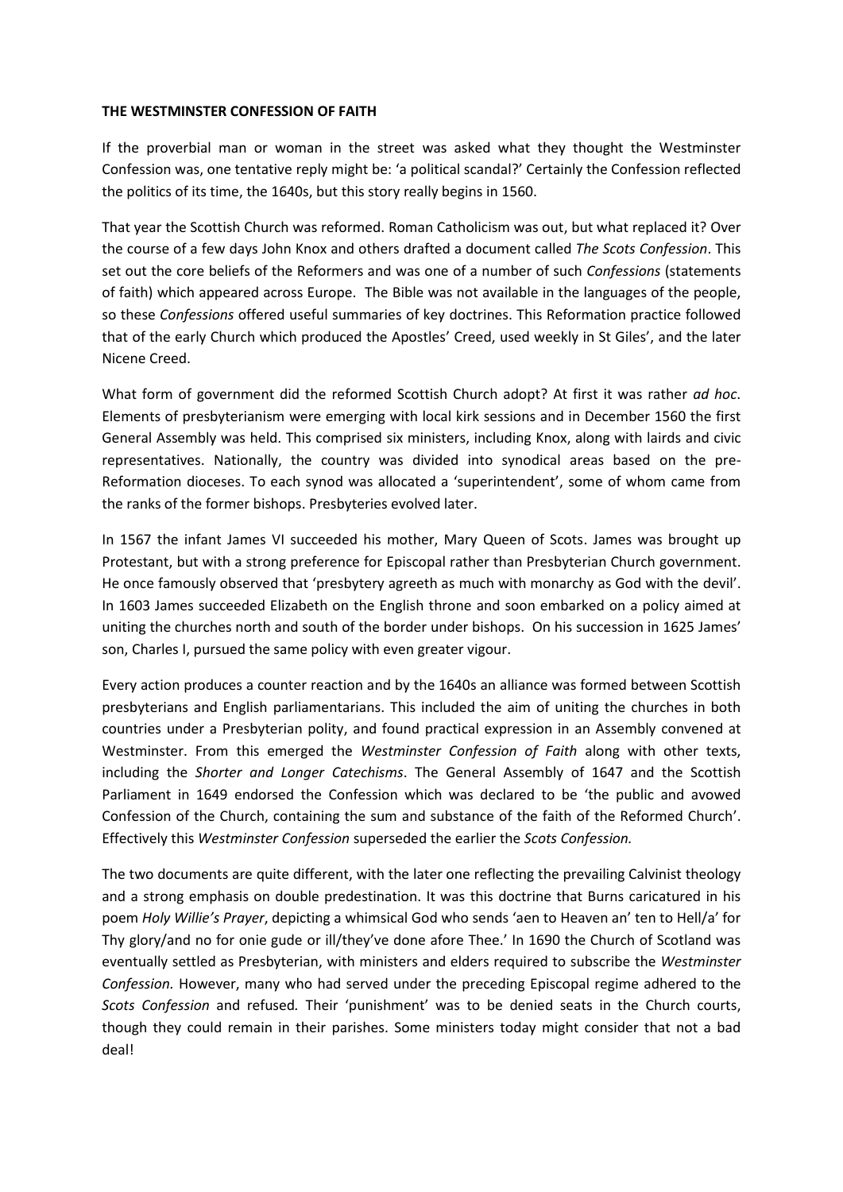**THE WESTMINSTER CONFESSION OF FAITH**

If the proverbial man or woman in the street was asked what they thought the Westminster Confession was, one tentative reply might be: 'a political scandal?' Certainly the Confession reflected the politics of its time, the 1640s, but this story really begins in 1560.

That year the Scottish Church was reformed. Roman Catholicism was out, but what replaced it? Over the course of a few days John Knox and others drafted a document called *The Scots Confession*. This set out the core beliefs of the Reformers and was one of a number of such *Confessions* (statements of faith) which appeared across Europe. The Bible was not available in the languages of the people, so these *Confessions* offered useful summaries of key doctrines. This Reformation practice followed that of the early Church which produced the Apostles' Creed, used weekly in St Giles', and the later Nicene Creed.

What form of government did the reformed Scottish Church adopt? At first it was rather *ad hoc*. Elements of presbyterianism were emerging with local kirk sessions and in December 1560 the first General Assembly was held. This comprised six ministers, including Knox, along with lairds and civic representatives. Nationally, the country was divided into synodical areas based on the pre-Reformation dioceses. To each synod was allocated a 'superintendent', some of whom came from the ranks of the former bishops. Presbyteries evolved later.

In 1567 the infant James VI succeeded his mother, Mary Queen of Scots. James was brought up Protestant, but with a strong preference for Episcopal rather than Presbyterian Church government. He once famously observed that 'presbytery agreeth as much with monarchy as God with the devil'. In 1603 James succeeded Elizabeth on the English throne and soon embarked on a policy aimed at uniting the churches north and south of the border under bishops. On his succession in 1625 James' son, Charles I, pursued the same policy with even greater vigour.

Every action produces a counter reaction and by the 1640s an alliance was formed between Scottish presbyterians and English parliamentarians. This included the aim of uniting the churches in both countries under a Presbyterian polity, and found practical expression in an Assembly convened at Westminster. From this emerged the *Westminster Confession of Faith* along with other texts, including the *Shorter and Longer Catechisms*. The General Assembly of 1647 and the Scottish Parliament in 1649 endorsed the Confession which was declared to be 'the public and avowed Confession of the Church, containing the sum and substance of the faith of the Reformed Church'. Effectively this *Westminster Confession* superseded the earlier the *Scots Confession.*

The two documents are quite different, with the later one reflecting the prevailing Calvinist theology and a strong emphasis on double predestination. It was this doctrine that Burns caricatured in his poem *Holy Willie's Prayer*, depicting a whimsical God who sends 'aen to Heaven an' ten to Hell/a' for Thy glory/and no for onie gude or ill/they've done afore Thee.' In 1690 the Church of Scotland was eventually settled as Presbyterian, with ministers and elders required to subscribe the *Westminster Confession.* However, many who had served under the preceding Episcopal regime adhered to the *Scots Confession* and refused*.* Their 'punishment' was to be denied seats in the Church courts, though they could remain in their parishes. Some ministers today might consider that not a bad deal!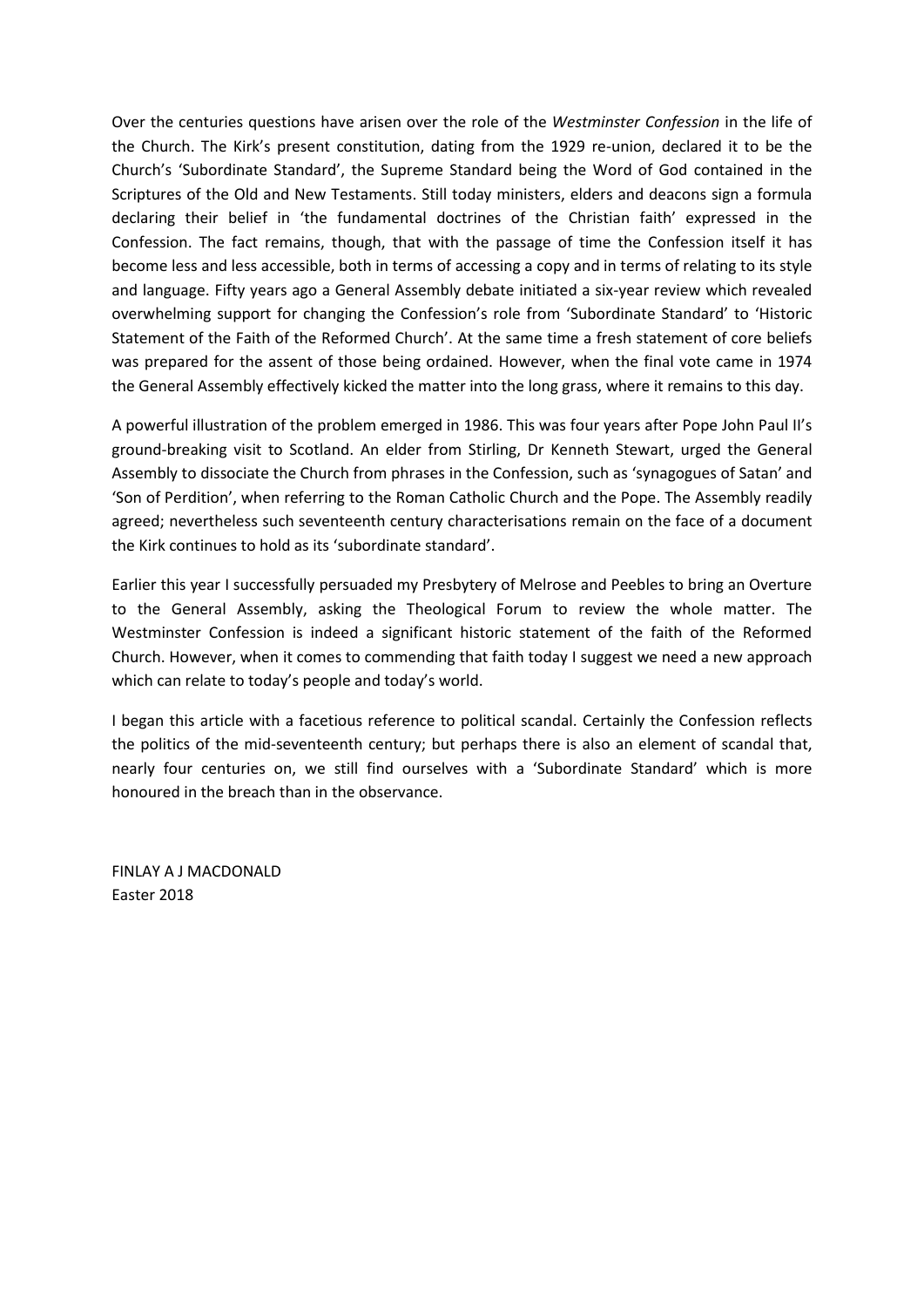Over the centuries questions have arisen over the role of the *Westminster Confession* in the life of the Church. The Kirk's present constitution, dating from the 1929 re-union, declared it to be the Church's 'Subordinate Standard', the Supreme Standard being the Word of God contained in the Scriptures of the Old and New Testaments. Still today ministers, elders and deacons sign a formula declaring their belief in 'the fundamental doctrines of the Christian faith' expressed in the Confession. The fact remains, though, that with the passage of time the Confession itself it has become less and less accessible, both in terms of accessing a copy and in terms of relating to its style and language. Fifty years ago a General Assembly debate initiated a six-year review which revealed overwhelming support for changing the Confession's role from 'Subordinate Standard' to 'Historic Statement of the Faith of the Reformed Church'. At the same time a fresh statement of core beliefs was prepared for the assent of those being ordained. However, when the final vote came in 1974 the General Assembly effectively kicked the matter into the long grass, where it remains to this day.

A powerful illustration of the problem emerged in 1986. This was four years after Pope John Paul II's ground-breaking visit to Scotland. An elder from Stirling, Dr Kenneth Stewart, urged the General Assembly to dissociate the Church from phrases in the Confession, such as 'synagogues of Satan' and 'Son of Perdition', when referring to the Roman Catholic Church and the Pope. The Assembly readily agreed; nevertheless such seventeenth century characterisations remain on the face of a document the Kirk continues to hold as its 'subordinate standard'.

Earlier this year I successfully persuaded my Presbytery of Melrose and Peebles to bring an Overture to the General Assembly, asking the Theological Forum to review the whole matter. The Westminster Confession is indeed a significant historic statement of the faith of the Reformed Church. However, when it comes to commending that faith today I suggest we need a new approach which can relate to today's people and today's world.

I began this article with a facetious reference to political scandal. Certainly the Confession reflects the politics of the mid-seventeenth century; but perhaps there is also an element of scandal that, nearly four centuries on, we still find ourselves with a 'Subordinate Standard' which is more honoured in the breach than in the observance.

FINLAY A J MACDONALD
Easter 2018